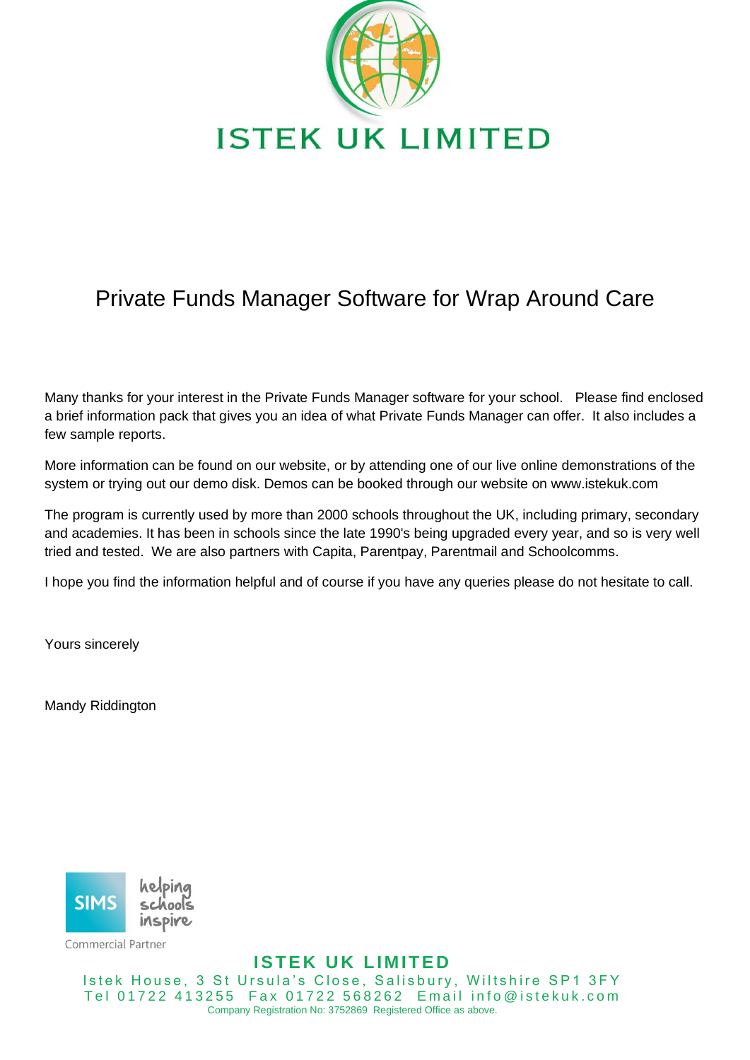# ISTEK UK LIMITED

## Private Funds Manager Software for Wrap Around Care

Many thanks for your interest in the Private Funds Manager software for your school. Please find enclosed a brief information pack that gives you an idea of what Private Funds Manager can offer. It also includes a few sample reports.

More information can be found on our website, or by attending one of our live online demonstrations of the system or trying out our demo disk. Demos can be booked through our website on www.istekuk.com

The program is currently used by more than 2000 schools throughout the UK, including primary, secondary and academies. It has been in schools since the late 1990's being upgraded every year, and so is very well tried and tested. We are also partners with Capita, Parentpay, Parentmail and Schoolcomms.

I hope you find the information helpful and of course if you have any queries please do not hesitate to call.

Yours sincerely

Mandy Riddington

SIMS helping schools inspire

Commercial Partner

**ISTEK UK LIMITED**

Istek House, 3 St Ursula's Close, Salisbury, Wiltshire SP1 3FY
Tel 01722 413255 Fax 01722 568262 Email info@istekuk.com
Company Registration No: 3752869 Registered Office as above.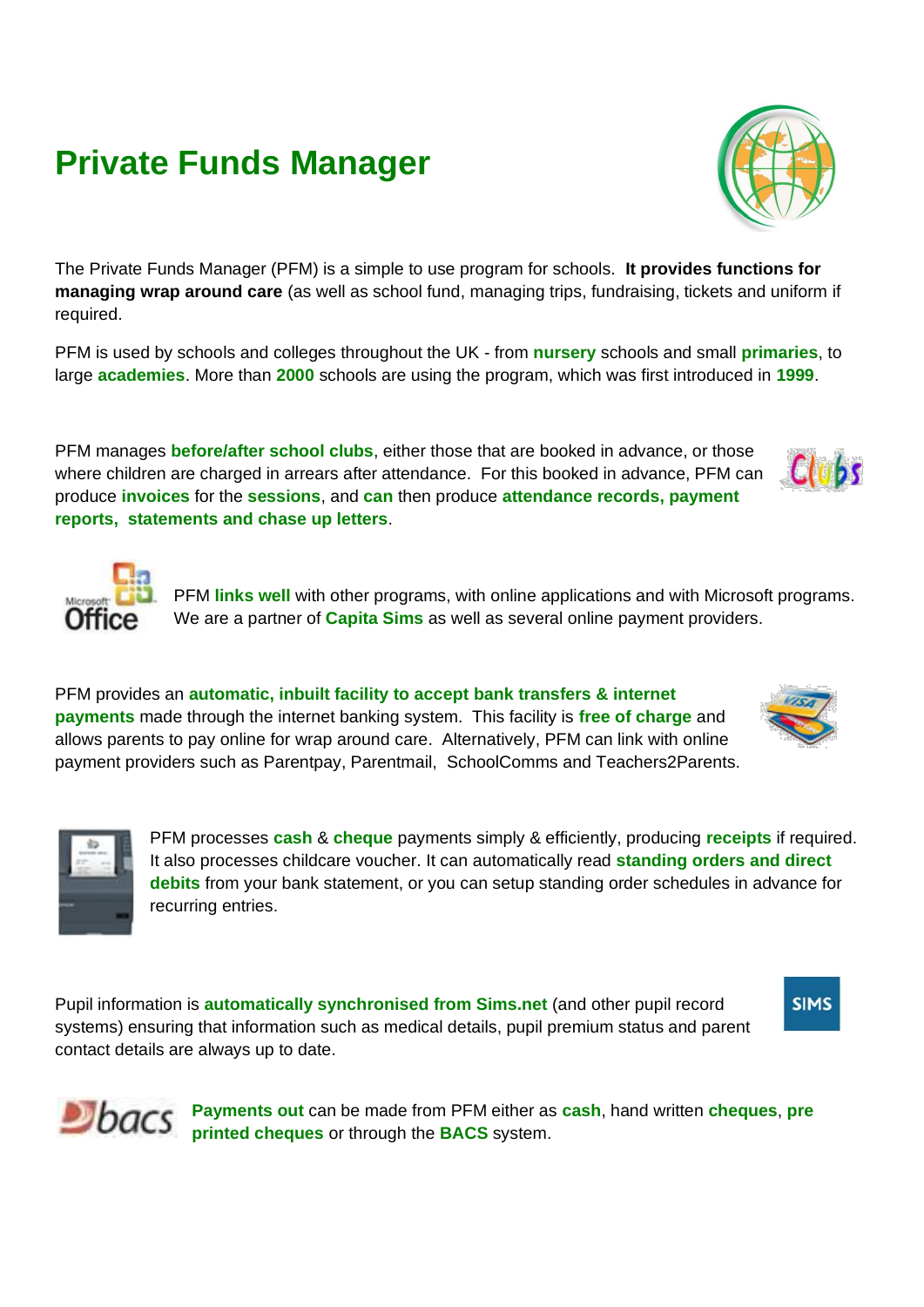# Private Funds Manager

The Private Funds Manager (PFM) is a simple to use program for schools. **It provides functions for managing wrap around care** (as well as school fund, managing trips, fundraising, tickets and uniform if required.

PFM is used by schools and colleges throughout the UK - from **nursery** schools and small **primaries**, to large **academies**. More than **2000** schools are using the program, which was first introduced in **1999**.

PFM manages **before/after school clubs**, either those that are booked in advance, or those where children are charged in arrears after attendance. For this booked in advance, PFM can produce **invoices** for the **sessions**, and **can** then produce **attendance records, payment reports, statements and chase up letters**.

PFM **links well** with other programs, with online applications and with Microsoft programs. We are a partner of **Capita Sims** as well as several online payment providers.

PFM provides an **automatic, inbuilt facility to accept bank transfers & internet payments** made through the internet banking system. This facility is **free of charge** and allows parents to pay online for wrap around care. Alternatively, PFM can link with online payment providers such as Parentpay, Parentmail, SchoolComms and Teachers2Parents.

PFM processes **cash** & **cheque** payments simply & efficiently, producing **receipts** if required. It also processes childcare voucher. It can automatically read **standing orders and direct debits** from your bank statement, or you can setup standing order schedules in advance for recurring entries.

Pupil information is **automatically synchronised from Sims.net** (and other pupil record systems) ensuring that information such as medical details, pupil premium status and parent contact details are always up to date.

**Payments out** can be made from PFM either as **cash**, hand written **cheques**, **pre printed cheques** or through the **BACS** system.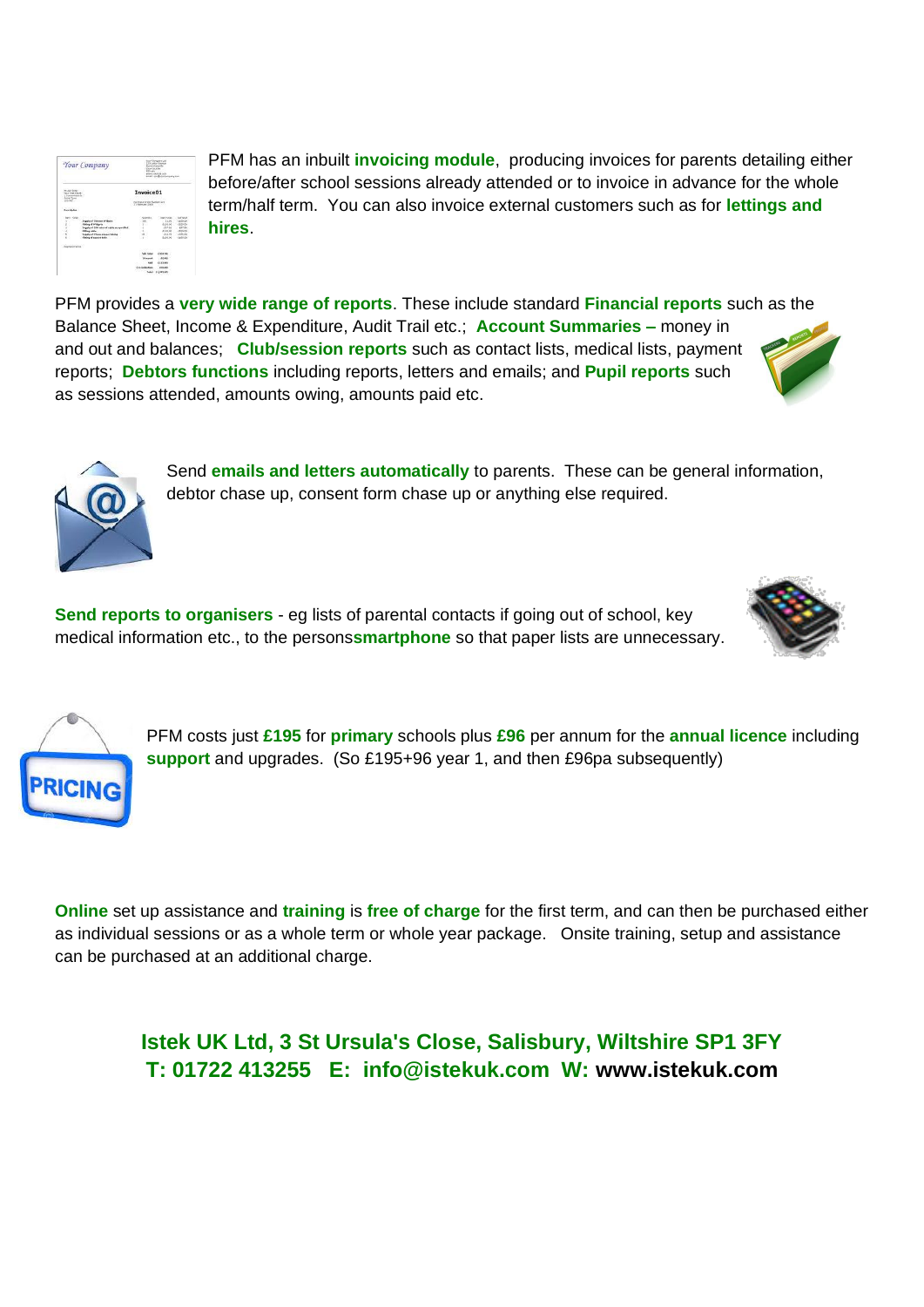PFM has an inbuilt **invoicing module**, producing invoices for parents detailing either before/after school sessions already attended or to invoice in advance for the whole term/half term. You can also invoice external customers such as for **lettings and hires**.

PFM provides a **very wide range of reports**. These include standard **Financial reports** such as the Balance Sheet, Income & Expenditure, Audit Trail etc.; **Account Summaries –** money in and out and balances; **Club/session reports** such as contact lists, medical lists, payment reports; **Debtors functions** including reports, letters and emails; and **Pupil reports** such as sessions attended, amounts owing, amounts paid etc.

Send **emails and letters automatically** to parents. These can be general information, debtor chase up, consent form chase up or anything else required.

**Send reports to organisers** - eg lists of parental contacts if going out of school, key medical information etc., to the persons**smartphone** so that paper lists are unnecessary.

PFM costs just **£195** for **primary** schools plus **£96** per annum for the **annual licence** including **support** and upgrades. (So £195+96 year 1, and then £96pa subsequently)

**Online** set up assistance and **training** is **free of charge** for the first term, and can then be purchased either as individual sessions or as a whole term or whole year package. Onsite training, setup and assistance can be purchased at an additional charge.

**Istek UK Ltd, 3 St Ursula's Close, Salisbury, Wiltshire SP1 3FY**
**T: 01722 413255 E: info@istekuk.com W: www.istekuk.com**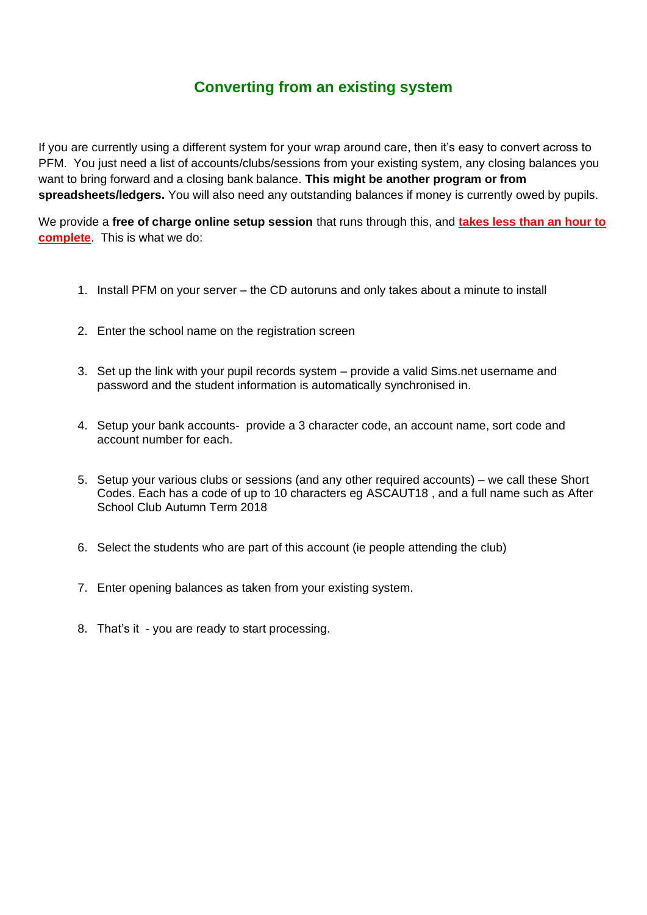## Converting from an existing system

If you are currently using a different system for your wrap around care, then it's easy to convert across to PFM. You just need a list of accounts/clubs/sessions from your existing system, any closing balances you want to bring forward and a closing bank balance. **This might be another program or from spreadsheets/ledgers.** You will also need any outstanding balances if money is currently owed by pupils.

We provide a **free of charge online setup session** that runs through this, and **takes less than an hour to complete**. This is what we do:

1. Install PFM on your server – the CD autoruns and only takes about a minute to install
2. Enter the school name on the registration screen
3. Set up the link with your pupil records system – provide a valid Sims.net username and password and the student information is automatically synchronised in.
4. Setup your bank accounts- provide a 3 character code, an account name, sort code and account number for each.
5. Setup your various clubs or sessions (and any other required accounts) – we call these Short Codes. Each has a code of up to 10 characters eg ASCAUT18 , and a full name such as After School Club Autumn Term 2018
6. Select the students who are part of this account (ie people attending the club)
7. Enter opening balances as taken from your existing system.
8. That's it - you are ready to start processing.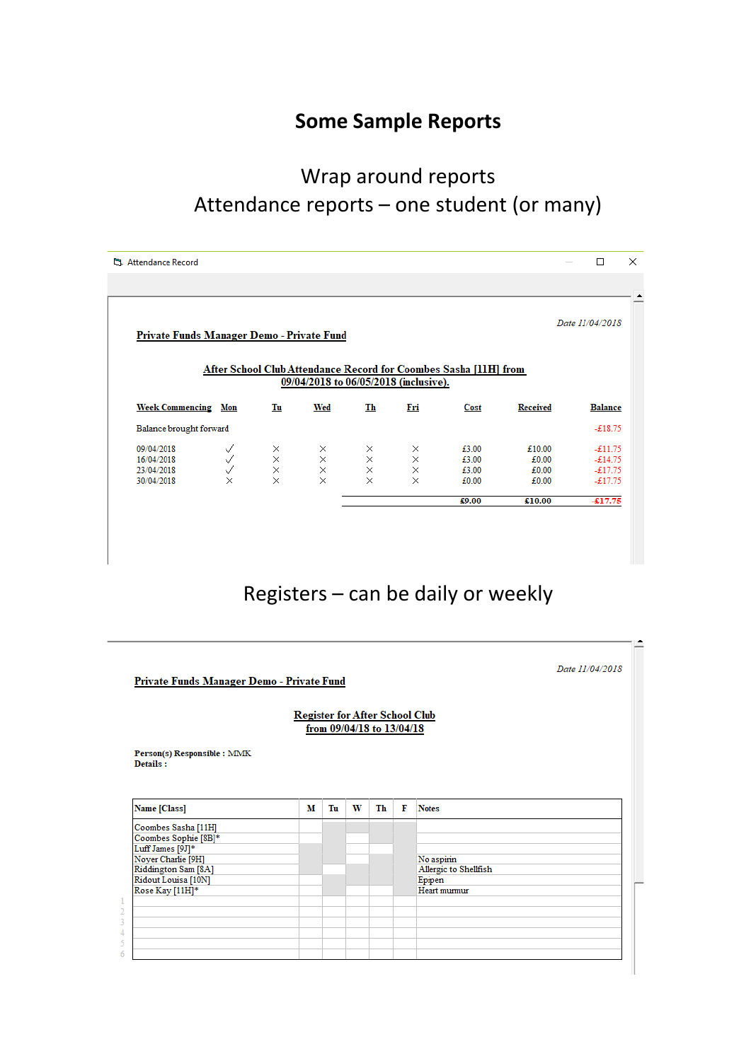# Some Sample Reports

## Wrap around reports

## Attendance reports – one student (or many)

Attendance Record

*Date 11/04/2018*

**Private Funds Manager Demo - Private Fund**

**After School Club Attendance Record for Coombes Sasha [11H] from 09/04/2018 to 06/05/2018 (inclusive).**

| Week Commencing | Mon | Tu | Wed | Th | Fri | Cost | Received | Balance |
|---|---|---|---|---|---|---|---|---|
| Balance brought forward | | | | | | | | -£18.75 |
| 09/04/2018 | ✓ | × | × | × | × | £3.00 | £10.00 | -£11.75 |
| 16/04/2018 | ✓ | × | × | × | × | £3.00 | £0.00 | -£14.75 |
| 23/04/2018 | ✓ | × | × | × | × | £3.00 | £0.00 | -£17.75 |
| 30/04/2018 | × | × | × | × | × | £0.00 | £0.00 | -£17.75 |
| | | | | | | **£9.00** | **£10.00** | **-£17.75** |

## Registers – can be daily or weekly

*Date 11/04/2018*

**Private Funds Manager Demo - Private Fund**

**Register for After School Club from 09/04/18 to 13/04/18**

**Person(s) Responsible :** MMK
**Details :**

| Name [Class] | M | Tu | W | Th | F | Notes |
|---|---|---|---|---|---|---|
| Coombes Sasha [11H] | | | | | | |
| Coombes Sophie [8B]* | | | | | | |
| Luff James [9J]* | | | | | | |
| Noyer Charlie [9H] | | | | | | No aspirin |
| Riddington Sam [8A] | | | | | | Allergic to Shellfish |
| Ridout Louisa [10N] | | | | | | Epipen |
| Rose Kay [11H]* | | | | | | Heart murmur |
| 1 | | | | | | |
| 2 | | | | | | |
| 3 | | | | | | |
| 4 | | | | | | |
| 5 | | | | | | |
| 6 | | | | | | |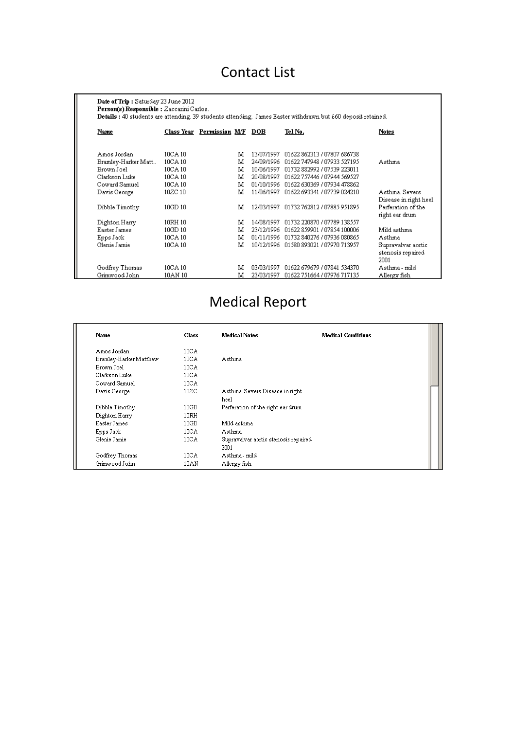# Contact List

**Date of Trip :** Saturday 23 June 2012
**Person(s) Responsible :** Zaccarini Carlos.
**Details :** 40 students are attending. 39 students attending. James Easter withdrawn but £60 deposit retained.

| Name | Class Year | Permission | M/F | DOB | Tel No. | Notes |
|---|---|---|---|---|---|---|
| Amos Jordan | 10CA 10 | | M | 13/07/1997 | 01622 862313 / 07807 686738 | |
| Bramley-Harker Matt.. | 10CA 10 | | M | 24/09/1996 | 01622 747948 / 07933 527195 | Asthma |
| Brown Joel | 10CA 10 | | M | 10/06/1997 | 01732 882992 / 07539 223011 | |
| Clarkson Luke | 10CA 10 | | M | 20/08/1997 | 01622 757446 / 07944 569527 | |
| Coward Samuel | 10CA 10 | | M | 01/10/1996 | 01622 630369 / 07934 478862 | |
| Davis George | 10ZC 10 | | M | 11/06/1997 | 01622 693341 / 07739 024210 | Asthma. Severs Disease in right heel |
| Dibble Timothy | 10GD 10 | | M | 12/03/1997 | 01732 762812 / 07885 951895 | Perferation of the right ear drum |
| Dighton Harry | 10RH 10 | | M | 14/08/1997 | 01732 220870 / 07789 138557 | |
| Easter James | 10GD 10 | | M | 23/12/1996 | 01622 859901 / 07854 100006 | Mild asthma |
| Epps Jack | 10CA 10 | | M | 01/11/1996 | 01732 840276 / 07936 080865 | Asthma |
| Glenie Jamie | 10CA 10 | | M | 10/12/1996 | 01580 893021 / 07970 713957 | Supravalvar aortic stenosis repaired 2001 |
| Godfrey Thomas | 10CA 10 | | M | 03/03/1997 | 01622 679679 / 07841 534370 | Asthma - mild |
| Grimwood John | 10AN 10 | | M | 23/03/1997 | 01622 751664 / 07976 717135 | Allergy fish |

# Medical Report

| Name | Class | Medical Notes | Medical Conditions |
|---|---|---|---|
| Amos Jordan | 10CA | | |
| Bramley-Harker Matthew | 10CA | Asthma | |
| Brown Joel | 10CA | | |
| Clarkson Luke | 10CA | | |
| Coward Samuel | 10CA | | |
| Davis George | 10ZC | Asthma. Severs Disease in right heel | |
| Dibble Timothy | 10GD | Perferation of the right ear drum | |
| Dighton Harry | 10RH | | |
| Easter James | 10GD | Mild asthma | |
| Epps Jack | 10CA | Asthma | |
| Glenie Jamie | 10CA | Supravalvar aortic stenosis repaired 2001 | |
| Godfrey Thomas | 10CA | Asthma - mild | |
| Grimwood John | 10AN | Allergy fish | |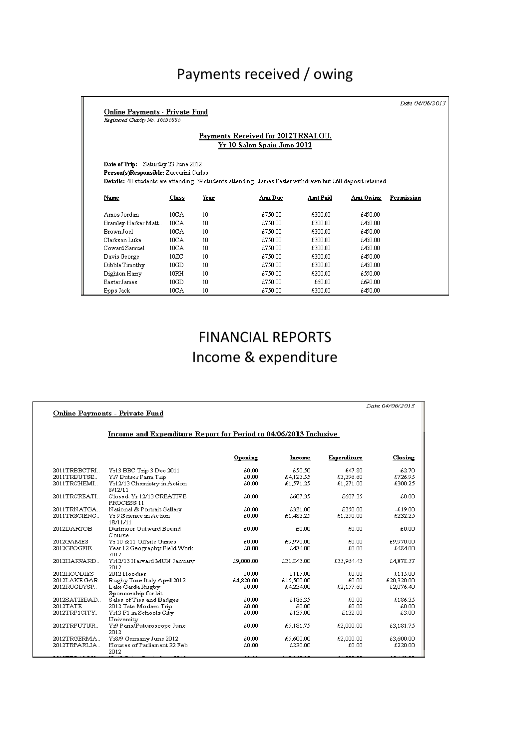# Payments received / owing

Date 04/06/2013

**Online Payments - Private Fund**

*Registered Charity No. 16656336*

**Payments Received for 2012TRSALOU.**
**Yr 10 Salou Spain June 2012**

**Date of Trip:** Saturday 23 June 2012
**Person(s)Responsible:** Zaccarini Carlos
**Details:** 40 students are attending. 39 students attending. James Easter withdrawn but £60 deposit retained.

| Name | Class | Year | Amt Due | Amt Paid | Amt Owing | Permission |
|---|---|---|---|---|---|---|
| Amos Jordan | 10CA | 10 | £750.00 | £300.00 | £450.00 | |
| Bramley-Harker Matt.. | 10CA | 10 | £750.00 | £300.00 | £450.00 | |
| Brown Joel | 10CA | 10 | £750.00 | £300.00 | £450.00 | |
| Clarkson Luke | 10CA | 10 | £750.00 | £300.00 | £450.00 | |
| Coward Samuel | 10CA | 10 | £750.00 | £300.00 | £450.00 | |
| Davis George | 10ZC | 10 | £750.00 | £300.00 | £450.00 | |
| Dibble Timothy | 10GD | 10 | £750.00 | £300.00 | £450.00 | |
| Dighton Harry | 10RH | 10 | £750.00 | £200.00 | £550.00 | |
| Easter James | 10GD | 10 | £750.00 | £60.00 | £690.00 | |
| Epps Jack | 10CA | 10 | £750.00 | £300.00 | £450.00 | |

# FINANCIAL REPORTS
## Income & expenditure

Date 04/06/2013

**Online Payments - Private Fund**

**Income and Expenditure Report for Period to 04/06/2013 Inclusive**

| | | Opening | Income | Expenditure | Closing |
|---|---|---|---|---|---|
| 2011TRBBCTRI.. | Yr13 BBC Trip 3 Dec 2011 | £0.00 | £50.50 | £47.80 | £2.70 |
| 2011TRBUTSE.. | Yr7 Butser Farm Trip | £0.00 | £4,123.55 | £3,396.60 | £726.95 |
| 2011TRCHEMI.. | Yr12/13 Chemistry in Action 8/12/11 | £0.00 | £1,571.25 | £1,271.00 | £300.25 |
| 2011TRCREATI.. | Closed. Yr 12/13 CREATIVE PROCESS 11 | £0.00 | £607.35 | £607.35 | £0.00 |
| 2011TRNATGA.. | National & Portrait Gallery | £0.00 | £331.00 | £350.00 | -£19.00 |
| 2011TRSCIENC.. | Yr 9 Science in Action 18/11/11 | £0.00 | £1,482.25 | £1,250.00 | £232.25 |
| 2012DARTOB | Dartmoor Outward Bound Course | £0.00 | £0.00 | £0.00 | £0.00 |
| 2012GAMES | Yr 10 &11 Offsite Games | £0.00 | £9,970.00 | £0.00 | £9,970.00 |
| 2012GEOGFIE.. | Year 12 Geography Field Work 2012 | £0.00 | £484.00 | £0.00 | £484.00 |
| 2012HARVARD.. | Yr12/13 Harvard MUN January 2012 | £9,000.00 | £31,843.00 | £35,964.43 | £4,878.57 |
| 2012HOODIES | 2012 Hoodies | £0.00 | £115.00 | £0.00 | £115.00 |
| 2012LAKE GAR.. | Rugby Tour Italy April 2012 | £4,820.00 | £15,500.00 | £0.00 | £20,320.00 |
| 2012RUGBYSP.. | Lake Garda Rugby Sponsorship for kit | £0.00 | £4,234.00 | £2,157.60 | £2,076.40 |
| 2012SATIEBAD.. | Sales of Ties and Badges | £0.00 | £186.35 | £0.00 | £186.35 |
| 2012TATE | 2012 Tate Modern Trip | £0.00 | £0.00 | £0.00 | £0.00 |
| 2012TRF1CITY.. | Yr13 F1 in Schools City University | £0.00 | £135.00 | £132.00 | £3.00 |
| 2012TRFUTUR.. | Yr9 Paris/Futuroscope June 2012 | £0.00 | £5,181.75 | £2,000.00 | £3,181.75 |
| 2012TRGERMA.. | Yr8/9 Germany June 2012 | £0.00 | £5,600.00 | £2,000.00 | £3,600.00 |
| 2012TRPARLIA.. | Houses of Parliament 22 Feb 2012 | £0.00 | £220.00 | £0.00 | £220.00 |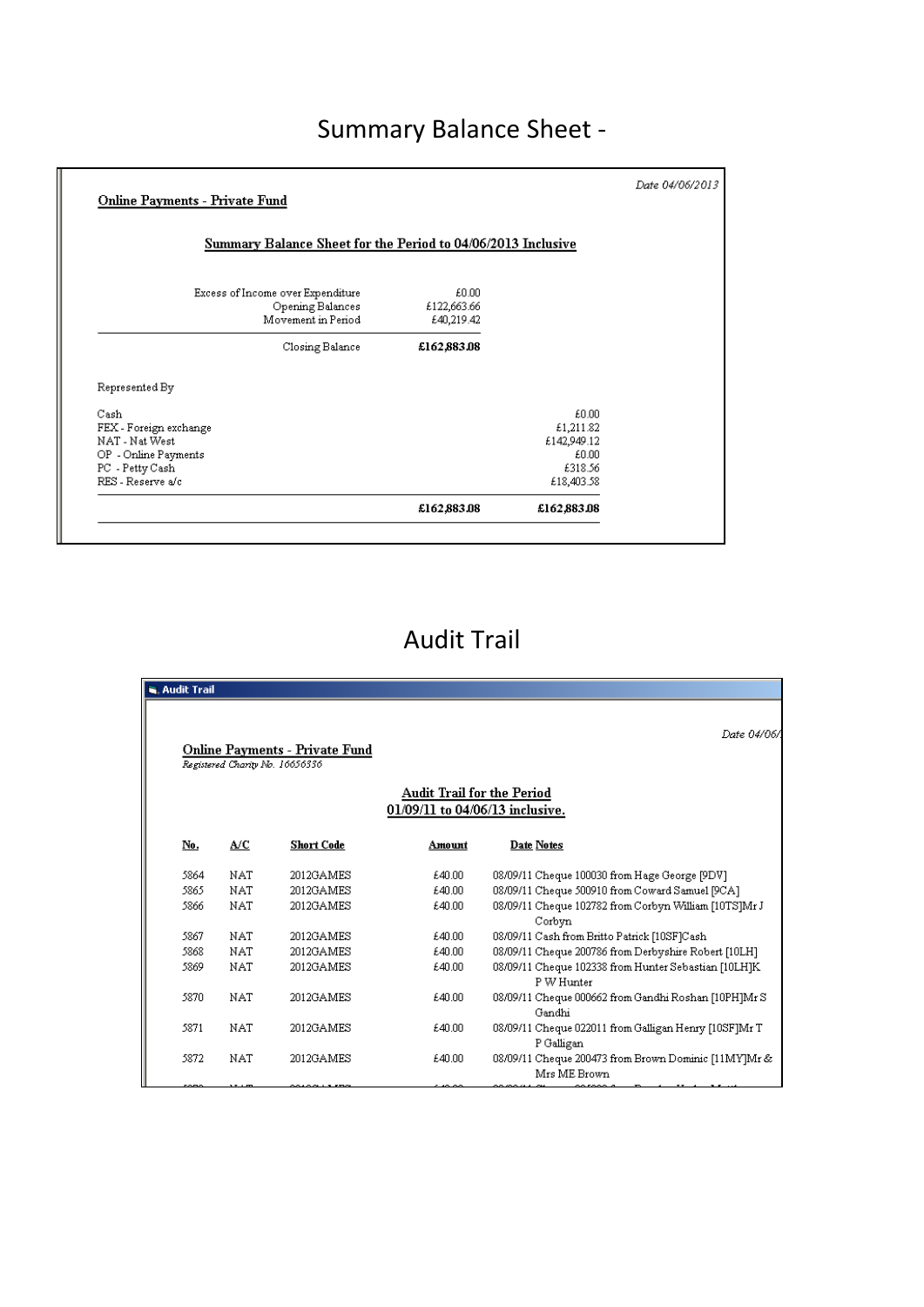# Summary Balance Sheet -

*Date 04/06/2013*

**Online Payments - Private Fund**

**Summary Balance Sheet for the Period to 04/06/2013 Inclusive**

| | | |
|---|---|---|
| Excess of Income over Expenditure | £0.00 | |
| Opening Balances | £122,663.66 | |
| Movement in Period | £40,219.42 | |
| Closing Balance | **£162,883.08** | |

Represented By

| | | |
|---|---|---|
| Cash | | £0.00 |
| FEX - Foreign exchange | | £1,211.82 |
| NAT - Nat West | | £142,949.12 |
| OP - Online Payments | | £0.00 |
| PC - Petty Cash | | £318.56 |
| RES - Reserve a/c | | £18,403.58 |
| | **£162,883.08** | **£162,883.08** |

# Audit Trail

Audit Trail

*Date 04/06/*

**Online Payments - Private Fund**

*Registered Charity No. 16656336*

**Audit Trail for the Period**
**01/09/11 to 04/06/13 inclusive.**

| No. | A/C | Short Code | Amount | Date Notes |
|---|---|---|---|---|
| 5864 | NAT | 2012GAMES | £40.00 | 08/09/11 Cheque 100030 from Hage George [9DV] |
| 5865 | NAT | 2012GAMES | £40.00 | 08/09/11 Cheque 500910 from Coward Samuel [9CA] |
| 5866 | NAT | 2012GAMES | £40.00 | 08/09/11 Cheque 102782 from Corbyn William [10TS]Mr J Corbyn |
| 5867 | NAT | 2012GAMES | £40.00 | 08/09/11 Cash from Britto Patrick [10SF]Cash |
| 5868 | NAT | 2012GAMES | £40.00 | 08/09/11 Cheque 200786 from Derbyshire Robert [10LH] |
| 5869 | NAT | 2012GAMES | £40.00 | 08/09/11 Cheque 102338 from Hunter Sebastian [10LH]K P W Hunter |
| 5870 | NAT | 2012GAMES | £40.00 | 08/09/11 Cheque 000662 from Gandhi Roshan [10PH]Mr S Gandhi |
| 5871 | NAT | 2012GAMES | £40.00 | 08/09/11 Cheque 022011 from Galligan Henry [10SF]Mr T P Galligan |
| 5872 | NAT | 2012GAMES | £40.00 | 08/09/11 Cheque 200473 from Brown Dominic [11MY]Mr & Mrs ME Brown |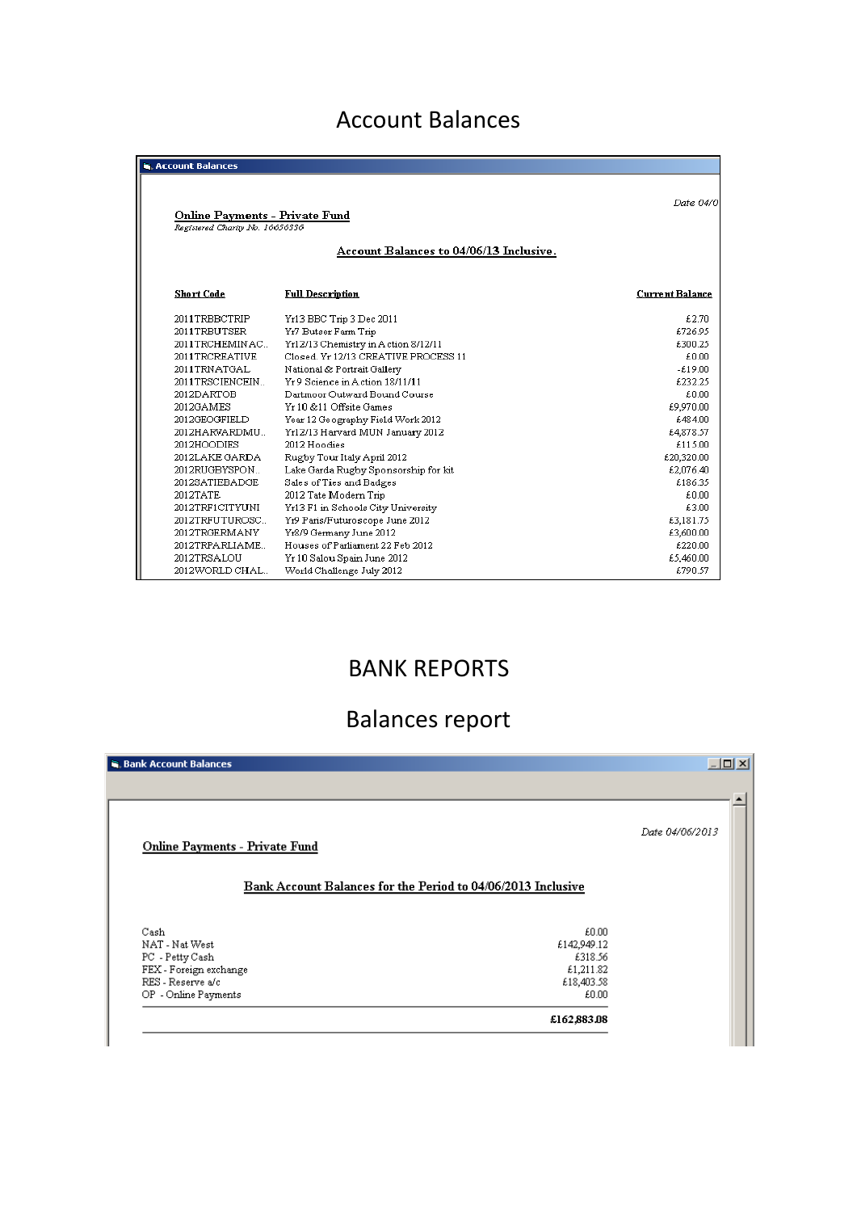# Account Balances

**Account Balances**

*Date 04/0*

**Online Payments - Private Fund**

*Registered Charity No. 16656536*

**Account Balances to 04/06/13 Inclusive.**

| Short Code | Full Description | Current Balance |
|---|---|---|
| 2011TRBBCTRIP | Yr13 BBC Trip 3 Dec 2011 | £2.70 |
| 2011TRBUTSER | Yr7 Butser Farm Trip | £726.95 |
| 2011TRCHEMINAC.. | Yr12/13 Chemistry in Action 8/12/11 | £300.25 |
| 2011TRCREATIVE | Closed. Yr 12/13 CREATIVE PROCESS 11 | £0.00 |
| 2011TRNATGAL | National & Portrait Gallery | -£19.00 |
| 2011TRSCIENCEIN.. | Yr9 Science in Action 18/11/11 | £232.25 |
| 2012DARTOB | Dartmoor Outward Bound Course | £0.00 |
| 2012GAMES | Yr10 &11 Offsite Games | £9,970.00 |
| 2012GEOGFIELD | Year 12 Geography Field Work 2012 | £484.00 |
| 2012HARVARDMU.. | Yr12/13 Harvard MUN January 2012 | £4,878.57 |
| 2012HOODIES | 2012 Hoodies | £115.00 |
| 2012LAKE GARDA | Rugby Tour Italy April 2012 | £20,320.00 |
| 2012RUGBYSPON.. | Lake Garda Rugby Sponsorship for kit | £2,076.40 |
| 2012SATIEBADGE | Sales of Ties and Badges | £186.35 |
| 2012TATE | 2012 Tate Modern Trip | £0.00 |
| 2012TRF1CITYUNI | Yr13 F1 in Schools City University | £3.00 |
| 2012TRFUTUROSC.. | Yr9 Paris/Futuroscope June 2012 | £3,181.75 |
| 2012TRGERMANY | Yr8/9 Germany June 2012 | £3,600.00 |
| 2012TRPARLIAME.. | Houses of Parliament 22 Feb 2012 | £220.00 |
| 2012TRSALOU | Yr10 Salou Spain June 2012 | £5,460.00 |
| 2012WORLD CHAL.. | World Challenge July 2012 | £790.57 |

# BANK REPORTS

## Balances report

**Bank Account Balances**

*Date 04/06/2013*

**Online Payments - Private Fund**

**Bank Account Balances for the Period to 04/06/2013 Inclusive**

| Account | Balance |
|---|---|
| Cash | £0.00 |
| NAT - Nat West | £142,949.12 |
| PC - Petty Cash | £318.56 |
| FEX - Foreign exchange | £1,211.82 |
| RES - Reserve a/c | £18,403.58 |
| OP - Online Payments | £0.00 |
| | **£162,883.08** |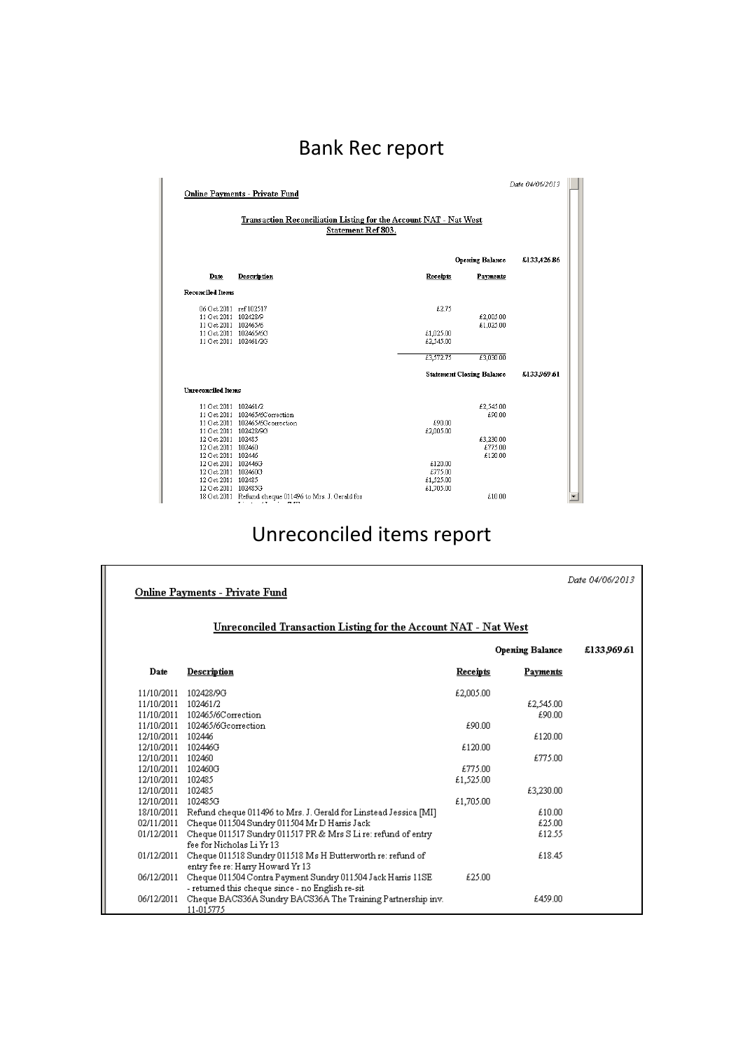## Bank Rec report

Online Payments - Private Fund

Date 04/06/2013

**Transaction Reconciliation Listing for the Account NAT - Nat West**
**Statement Ref 803.**

| Date | Description | Receipts | Payments | |
|---|---|---|---|---|
| | | | Opening Balance | £133,426.86 |
| **Reconciled Items** | | | | |
| 06 Oct 2011 | ref 102517 | £2.75 | | |
| 11 Oct 2011 | 102428/9 | | £2,005.00 | |
| 11 Oct 2011 | 102465/6 | | £1,025.00 | |
| 11 Oct 2011 | 102465/6G | £1,025.00 | | |
| 11 Oct 2011 | 102461/2G | £2,545.00 | | |
| | | £3,572.75 | £3,030.00 | |
| | | | Statement Closing Balance | £133,969.61 |
| **Unreconciled Items** | | | | |
| 11 Oct 2011 | 102461/2 | | £2,545.00 | |
| 11 Oct 2011 | 102465/6Correction | | £90.00 | |
| 11 Oct 2011 | 102465/6Gcorrection | £90.00 | | |
| 11 Oct 2011 | 102428/9G | £2,005.00 | | |
| 12 Oct 2011 | 102485 | | £3,230.00 | |
| 12 Oct 2011 | 102460 | | £775.00 | |
| 12 Oct 2011 | 102446 | | £120.00 | |
| 12 Oct 2011 | 102446G | £120.00 | | |
| 12 Oct 2011 | 102460G | £775.00 | | |
| 12 Oct 2011 | 102485 | £1,525.00 | | |
| 12 Oct 2011 | 102485G | £1,705.00 | | |
| 18 Oct 2011 | Refund cheque 011496 to Mrs. J. Gerald for | | £10.00 | |

## Unreconciled items report

Online Payments - Private Fund

Date 04/06/2013

**Unreconciled Transaction Listing for the Account NAT - Nat West**

| Date | Description | Receipts | Payments | |
|---|---|---|---|---|
| | | | Opening Balance | £133,969.61 |
| 11/10/2011 | 102428/9G | £2,005.00 | | |
| 11/10/2011 | 102461/2 | | £2,545.00 | |
| 11/10/2011 | 102465/6Correction | | £90.00 | |
| 11/10/2011 | 102465/6Gcorrection | £90.00 | | |
| 12/10/2011 | 102446 | | £120.00 | |
| 12/10/2011 | 102446G | £120.00 | | |
| 12/10/2011 | 102460 | | £775.00 | |
| 12/10/2011 | 102460G | £775.00 | | |
| 12/10/2011 | 102485 | £1,525.00 | | |
| 12/10/2011 | 102485 | | £3,230.00 | |
| 12/10/2011 | 102485G | £1,705.00 | | |
| 18/10/2011 | Refund cheque 011496 to Mrs. J. Gerald for Linstead Jessica [MI] | | £10.00 | |
| 02/11/2011 | Cheque 011504 Sundry 011504 Mr D Harris Jack | | £25.00 | |
| 01/12/2011 | Cheque 011517 Sundry 011517 PR & Mrs S Li re: refund of entry fee for Nicholas Li Yr 13 | | £12.55 | |
| 01/12/2011 | Cheque 011518 Sundry 011518 Ms H Butterworth re: refund of entry fee re: Harry Howard Yr 13 | | £18.45 | |
| 06/12/2011 | Cheque 011504 Contra Payment Sundry 011504 Jack Harris 11SE - returned this cheque since - no English re-sit | £25.00 | | |
| 06/12/2011 | Cheque BACS36A Sundry BACS36A The Training Partnership inv. 11-015775 | | £459.00 | |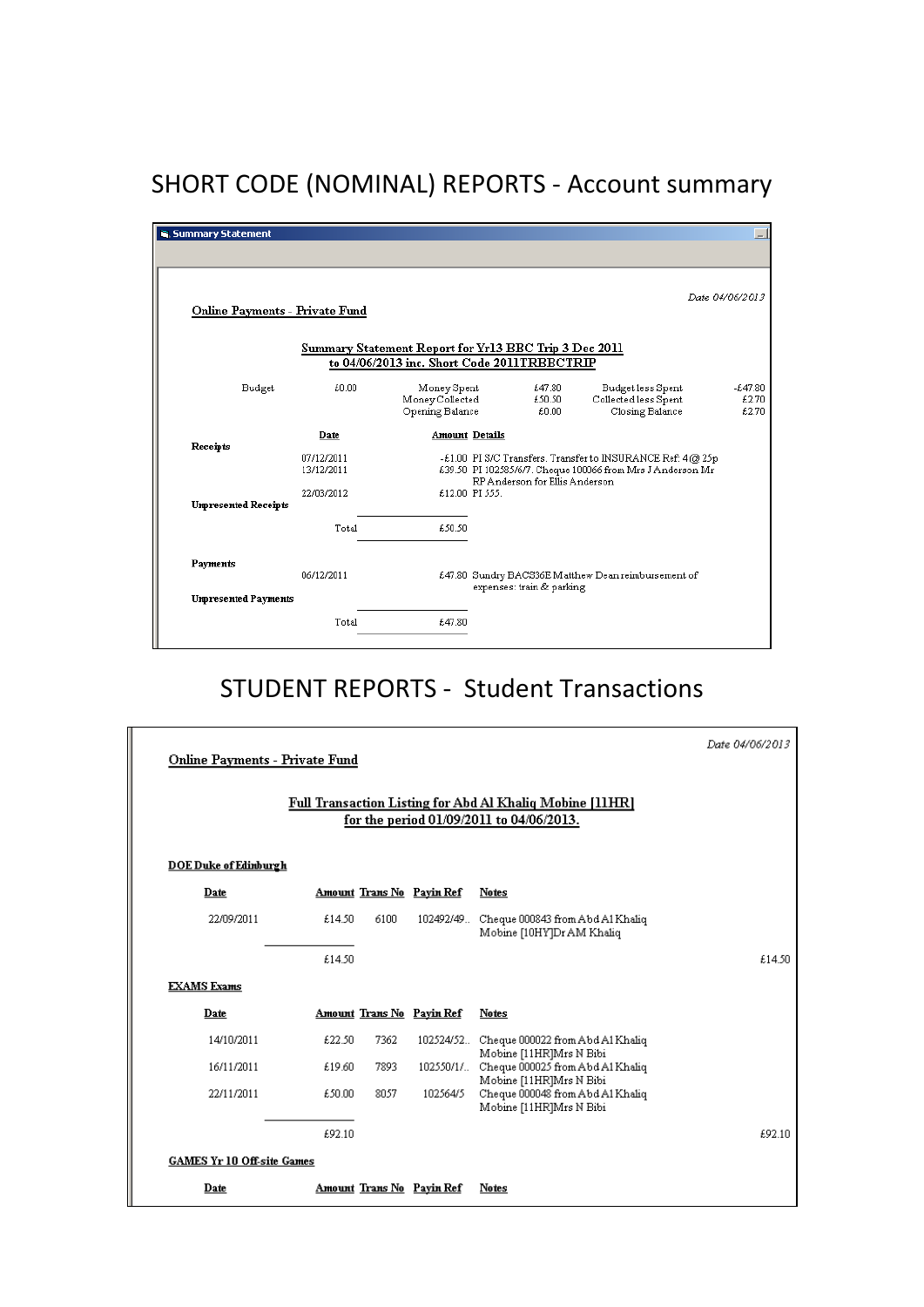# SHORT CODE (NOMINAL) REPORTS - Account summary

**Summary Statement**

Online Payments - Private Fund

*Date 04/06/2013*

**Summary Statement Report for Yr13 BBC Trip 3 Dec 2011 to 04/06/2013 inc. Short Code 2011TRBBCTRIP**

| Budget | £0.00 | Money Spent | £47.80 | Budget less Spent | -£47.80 |
|---|---|---|---|---|---|
| | | Money Collected | £50.50 | Collected less Spent | £2.70 |
| | | Opening Balance | £0.00 | Closing Balance | £2.70 |

| | Date | Amount | Details |
|---|---|---|---|
| **Receipts** | | | |
| | 07/12/2011 | -£1.00 | PI S/C Transfers. Transfer to INSURANCE Ref: 4@ 25p |
| | 13/12/2011 | £39.50 | PI 102585/6/7. Cheque 100066 from Mrs J Anderson Mr RP Anderson for Ellis Anderson |
| | 22/03/2012 | £12.00 | PI 555. |
| **Unpresented Receipts** | | | |
| | Total | £50.50 | |
| **Payments** | | | |
| | 06/12/2011 | £47.80 | Sundry BACS36E Matthew Dean reimbursement of expenses: train & parking |
| **Unpresented Payments** | | | |
| | Total | £47.80 | |

# STUDENT REPORTS - Student Transactions

Online Payments - Private Fund

*Date 04/06/2013*

**Full Transaction Listing for Abd Al Khaliq Mobine [11HR] for the period 01/09/2011 to 04/06/2013.**

**DOE Duke of Edinburgh**

| Date | Amount | Trans No | Payin Ref | Notes |
|---|---|---|---|---|
| 22/09/2011 | £14.50 | 6100 | 102492/49.. | Cheque 000843 from Abd Al Khaliq Mobine [10HY]Dr AM Khaliq |
| | £14.50 | | | |

£14.50

**EXAMS Exams**

| Date | Amount | Trans No | Payin Ref | Notes |
|---|---|---|---|---|
| 14/10/2011 | £22.50 | 7362 | 102524/52.. | Cheque 000022 from Abd Al Khaliq Mobine [11HR]Mrs N Bibi |
| 16/11/2011 | £19.60 | 7893 | 102550/1/.. | Cheque 000025 from Abd Al Khaliq Mobine [11HR]Mrs N Bibi |
| 22/11/2011 | £50.00 | 8057 | 102564/5 | Cheque 000048 from Abd Al Khaliq Mobine [11HR]Mrs N Bibi |
| | £92.10 | | | |

£92.10

**GAMES Yr 10 Off-site Games**

| Date | Amount | Trans No | Payin Ref | Notes |
|---|---|---|---|---|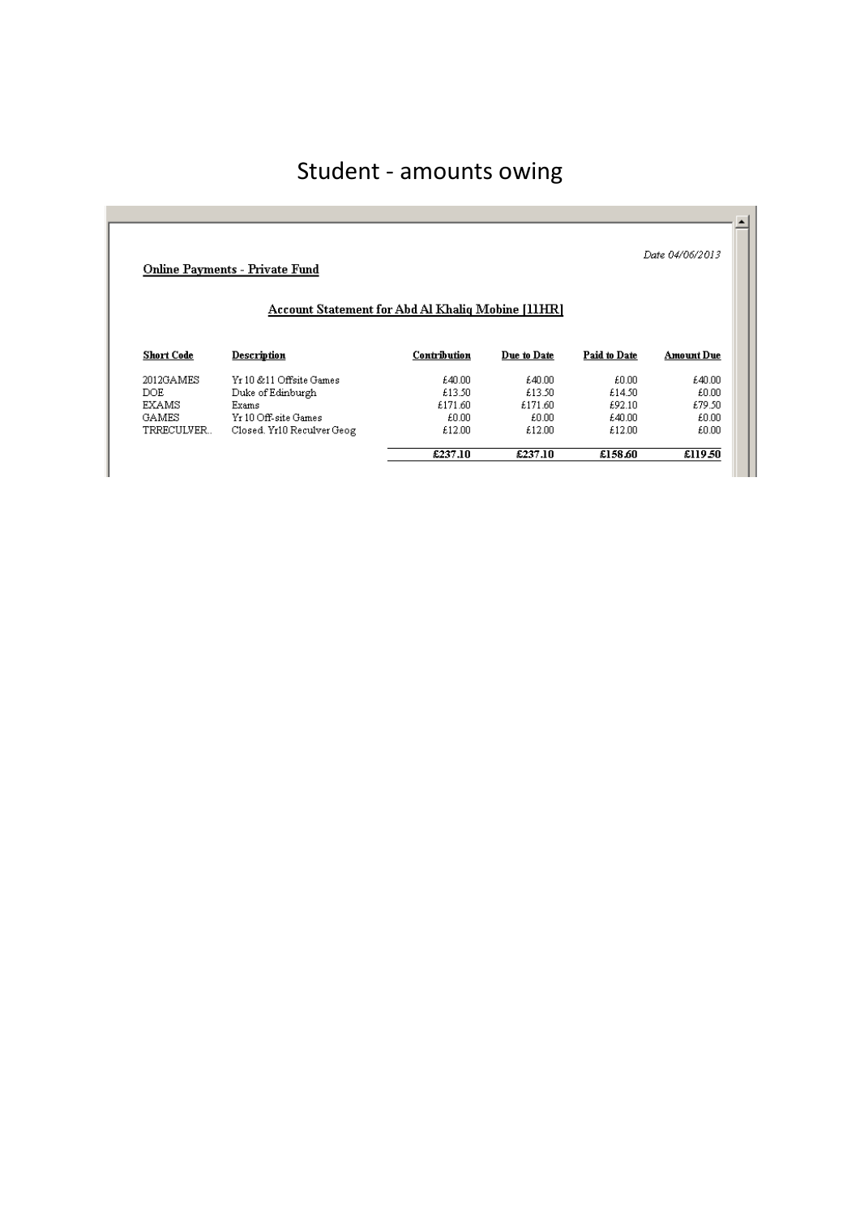# Student - amounts owing

**Online Payments - Private Fund**

*Date 04/06/2013*

**Account Statement for Abd Al Khaliq Mobine [11HR]**

| Short Code | Description | Contribution | Due to Date | Paid to Date | Amount Due |
|---|---|---|---|---|---|
| 2012GAMES | Yr 10 &11 Offsite Games | £40.00 | £40.00 | £0.00 | £40.00 |
| DOE | Duke of Edinburgh | £13.50 | £13.50 | £14.50 | £0.00 |
| EXAMS | Exams | £171.60 | £171.60 | £92.10 | £79.50 |
| GAMES | Yr 10 Off-site Games | £0.00 | £0.00 | £40.00 | £0.00 |
| TRRECULVER.. | Closed. Yr10 Reculver Geog | £12.00 | £12.00 | £12.00 | £0.00 |
| | | **£237.10** | **£237.10** | **£158.60** | **£119.50** |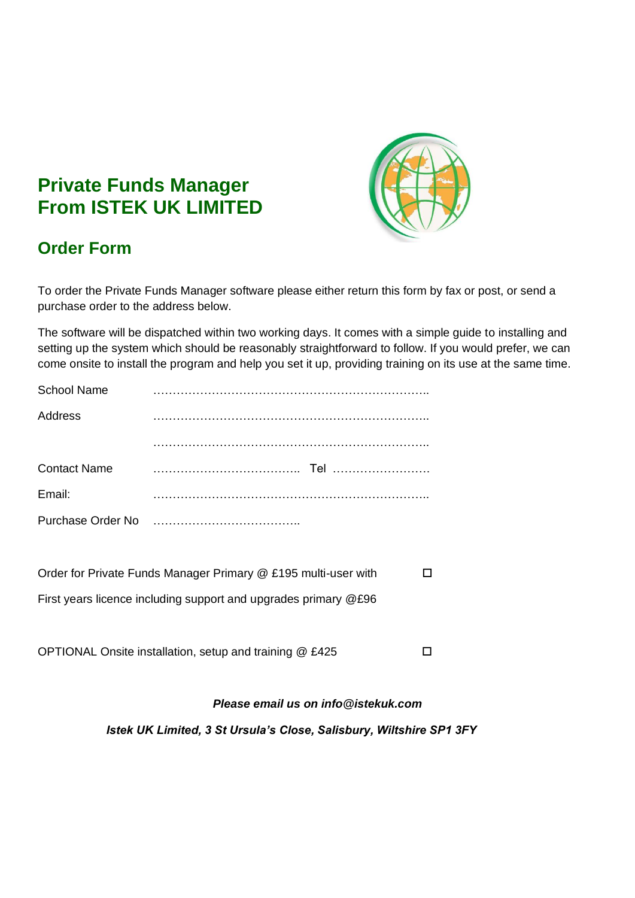# Private Funds Manager From ISTEK UK LIMITED

## Order Form

To order the Private Funds Manager software please either return this form by fax or post, or send a purchase order to the address below.

The software will be dispatched within two working days. It comes with a simple guide to installing and setting up the system which should be reasonably straightforward to follow. If you would prefer, we can come onsite to install the program and help you set it up, providing training on its use at the same time.

School Name ……………………………………………………………..

Address ……………………………………………………………..

……………………………………………………………..

Contact Name ……………………………….. Tel …………………….

Email: ……………………………………………………………..

Purchase Order No ………………………………..

Order for Private Funds Manager Primary @ £195 multi-user with ☐

First years licence including support and upgrades primary @£96

OPTIONAL Onsite installation, setup and training @ £425 ☐

***Please email us on info@istekuk.com***

***Istek UK Limited, 3 St Ursula's Close, Salisbury, Wiltshire SP1 3FY***